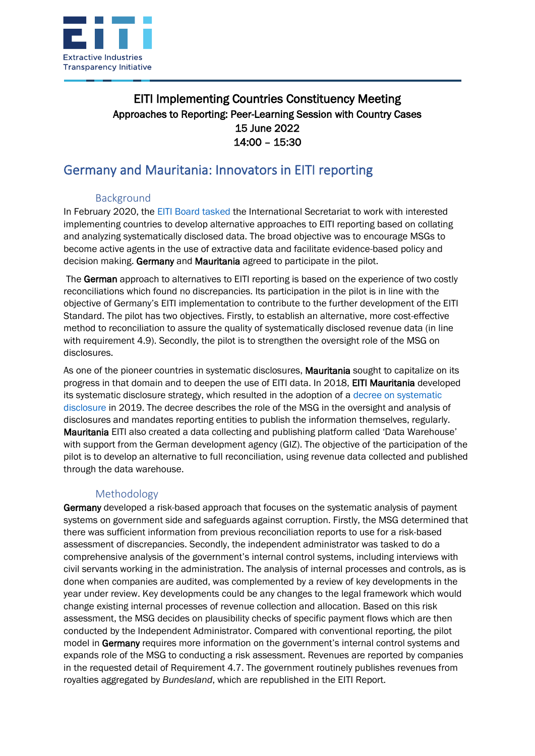# EITI Implementing Countries Constituency Meeting

**Approaches to Reporting: Peer-Learning Session with Country Cases**

**15 June 2022**

**14:00 – 15:30**

## Germany and Mauritania: Innovators in EITI reporting

### Background

In February 2020, the EITI Board tasked the International Secretariat to work with interested implementing countries to develop alternative approaches to EITI reporting based on collating and analyzing systematically disclosed data. The broad objective was to encourage MSGs to become active agents in the use of extractive data and facilitate evidence-based policy and decision making. **Germany** and **Mauritania** agreed to participate in the pilot.

The **German** approach to alternatives to EITI reporting is based on the experience of two costly reconciliations which found no discrepancies. Its participation in the pilot is in line with the objective of Germany's EITI implementation to contribute to the further development of the EITI Standard. The pilot has two objectives. Firstly, to establish an alternative, more cost-effective method to reconciliation to assure the quality of systematically disclosed revenue data (in line with requirement 4.9). Secondly, the pilot is to strengthen the oversight role of the MSG on disclosures.

As one of the pioneer countries in systematic disclosures, **Mauritania** sought to capitalize on its progress in that domain and to deepen the use of EITI data. In 2018, **EITI Mauritania** developed its systematic disclosure strategy, which resulted in the adoption of a decree on systematic disclosure in 2019. The decree describes the role of the MSG in the oversight and analysis of disclosures and mandates reporting entities to publish the information themselves, regularly. **Mauritania** EITI also created a data collecting and publishing platform called 'Data Warehouse' with support from the German development agency (GIZ). The objective of the participation of the pilot is to develop an alternative to full reconciliation, using revenue data collected and published through the data warehouse.

### Methodology

**Germany** developed a risk-based approach that focuses on the systematic analysis of payment systems on government side and safeguards against corruption. Firstly, the MSG determined that there was sufficient information from previous reconciliation reports to use for a risk-based assessment of discrepancies. Secondly, the independent administrator was tasked to do a comprehensive analysis of the government's internal control systems, including interviews with civil servants working in the administration. The analysis of internal processes and controls, as is done when companies are audited, was complemented by a review of key developments in the year under review. Key developments could be any changes to the legal framework which would change existing internal processes of revenue collection and allocation. Based on this risk assessment, the MSG decides on plausibility checks of specific payment flows which are then conducted by the Independent Administrator. Compared with conventional reporting, the pilot model in **Germany** requires more information on the government's internal control systems and expands role of the MSG to conducting a risk assessment. Revenues are reported by companies in the requested detail of Requirement 4.7. The government routinely publishes revenues from royalties aggregated by *Bundesland*, which are republished in the EITI Report.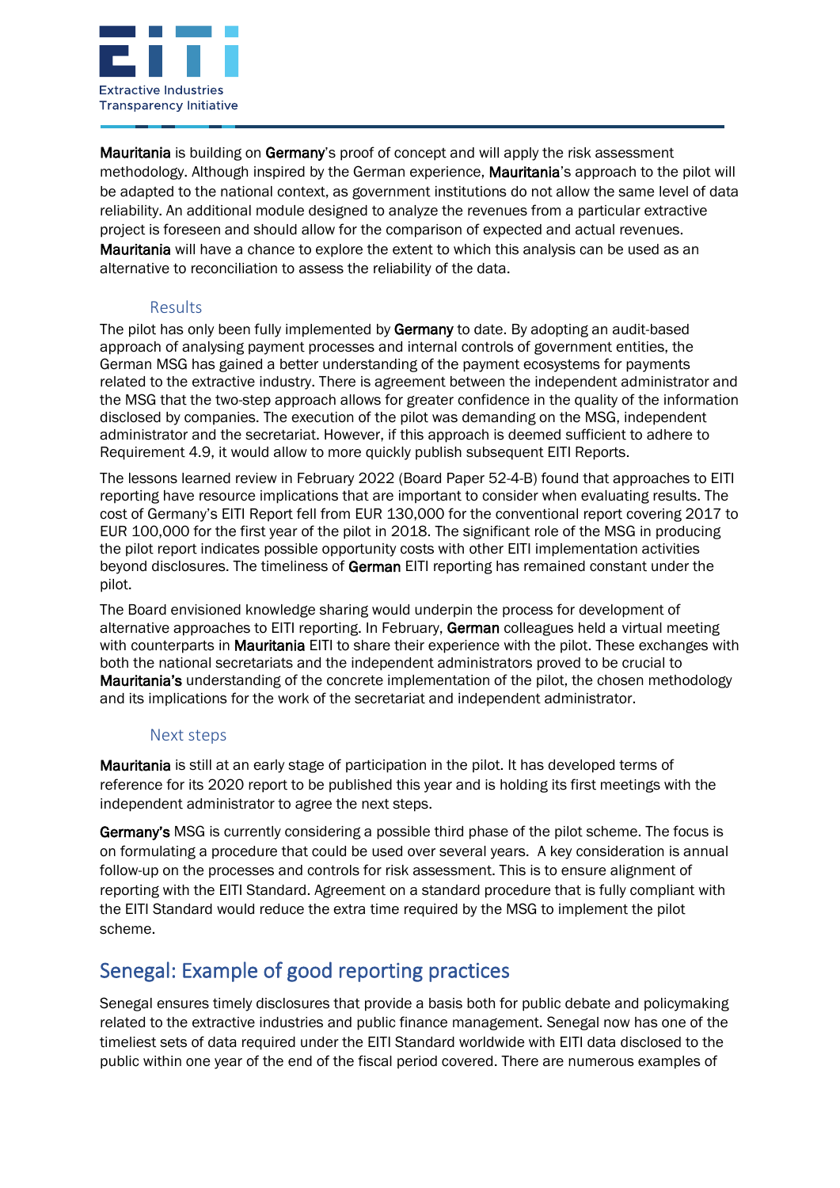Mauritania is building on Germany's proof of concept and will apply the risk assessment methodology. Although inspired by the German experience, Mauritania's approach to the pilot will be adapted to the national context, as government institutions do not allow the same level of data reliability. An additional module designed to analyze the revenues from a particular extractive project is foreseen and should allow for the comparison of expected and actual revenues. Mauritania will have a chance to explore the extent to which this analysis can be used as an alternative to reconciliation to assess the reliability of the data.

### Results

The pilot has only been fully implemented by Germany to date. By adopting an audit-based approach of analysing payment processes and internal controls of government entities, the German MSG has gained a better understanding of the payment ecosystems for payments related to the extractive industry. There is agreement between the independent administrator and the MSG that the two-step approach allows for greater confidence in the quality of the information disclosed by companies. The execution of the pilot was demanding on the MSG, independent administrator and the secretariat. However, if this approach is deemed sufficient to adhere to Requirement 4.9, it would allow to more quickly publish subsequent EITI Reports.

The lessons learned review in February 2022 (Board Paper 52-4-B) found that approaches to EITI reporting have resource implications that are important to consider when evaluating results. The cost of Germany's EITI Report fell from EUR 130,000 for the conventional report covering 2017 to EUR 100,000 for the first year of the pilot in 2018. The significant role of the MSG in producing the pilot report indicates possible opportunity costs with other EITI implementation activities beyond disclosures. The timeliness of German EITI reporting has remained constant under the pilot.

The Board envisioned knowledge sharing would underpin the process for development of alternative approaches to EITI reporting. In February, German colleagues held a virtual meeting with counterparts in Mauritania EITI to share their experience with the pilot. These exchanges with both the national secretariats and the independent administrators proved to be crucial to Mauritania's understanding of the concrete implementation of the pilot, the chosen methodology and its implications for the work of the secretariat and independent administrator.

### Next steps

Mauritania is still at an early stage of participation in the pilot. It has developed terms of reference for its 2020 report to be published this year and is holding its first meetings with the independent administrator to agree the next steps.

Germany's MSG is currently considering a possible third phase of the pilot scheme. The focus is on formulating a procedure that could be used over several years. A key consideration is annual follow-up on the processes and controls for risk assessment. This is to ensure alignment of reporting with the EITI Standard. Agreement on a standard procedure that is fully compliant with the EITI Standard would reduce the extra time required by the MSG to implement the pilot scheme.

## Senegal: Example of good reporting practices

Senegal ensures timely disclosures that provide a basis both for public debate and policymaking related to the extractive industries and public finance management. Senegal now has one of the timeliest sets of data required under the EITI Standard worldwide with EITI data disclosed to the public within one year of the end of the fiscal period covered. There are numerous examples of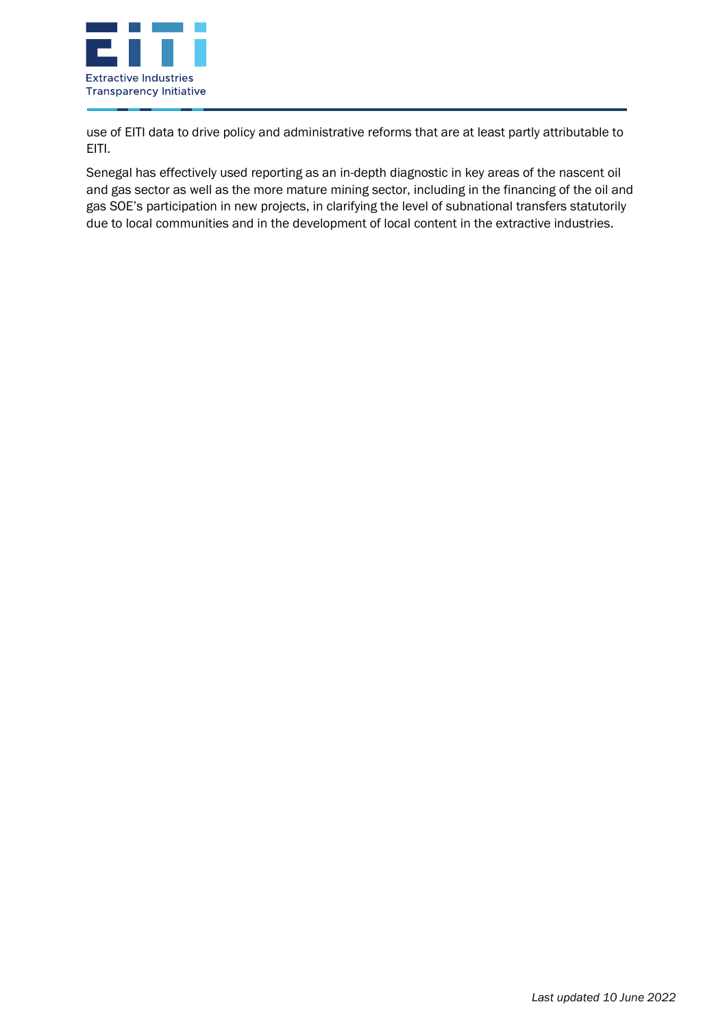use of EITI data to drive policy and administrative reforms that are at least partly attributable to EITI.

Senegal has effectively used reporting as an in-depth diagnostic in key areas of the nascent oil and gas sector as well as the more mature mining sector, including in the financing of the oil and gas SOE's participation in new projects, in clarifying the level of subnational transfers statutorily due to local communities and in the development of local content in the extractive industries.

*Last updated 10 June 2022*